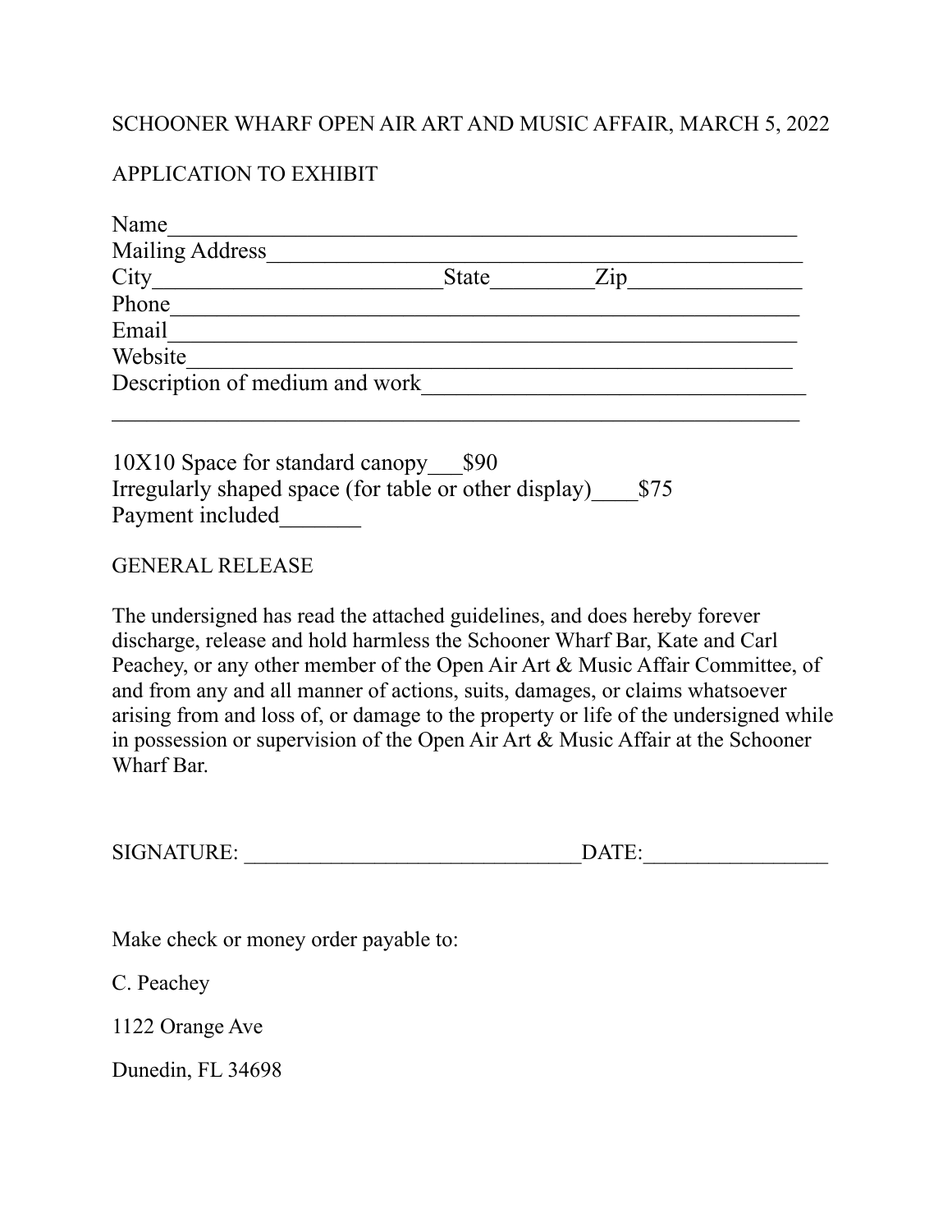SCHOONER WHARF OPEN AIR ART AND MUSIC AFFAIR, MARCH 5, 2022

APPLICATION TO EXHIBIT

Name_______________________________________________________
Mailing Address_______________________________________________
City_________________________State_________Zip_______________
Phone______________________________________________________
Email_______________________________________________________
Website_____________________________________________________
Description of medium and work_________________________________
_____________________________________________________________

10X10 Space for standard canopy___$90
Irregularly shaped space (for table or other display)____$75
Payment included_______

GENERAL RELEASE

The undersigned has read the attached guidelines, and does hereby forever discharge, release and hold harmless the Schooner Wharf Bar, Kate and Carl Peachey, or any other member of the Open Air Art & Music Affair Committee, of and from any and all manner of actions, suits, damages, or claims whatsoever arising from and loss of, or damage to the property or life of the undersigned while in possession or supervision of the Open Air Art & Music Affair at the Schooner Wharf Bar.

SIGNATURE: _______________________________DATE:_________________

Make check or money order payable to:

C. Peachey

1122 Orange Ave

Dunedin, FL 34698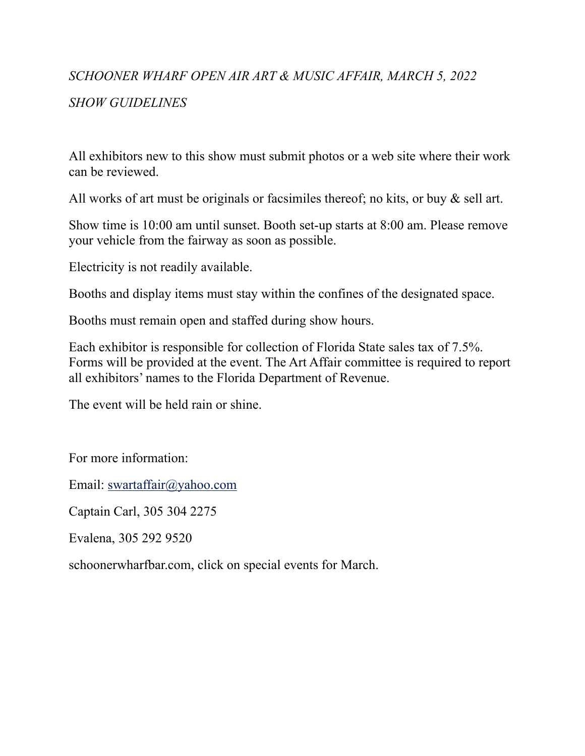*SCHOONER WHARF OPEN AIR ART & MUSIC AFFAIR, MARCH 5, 2022*

*SHOW GUIDELINES*

All exhibitors new to this show must submit photos or a web site where their work can be reviewed.

All works of art must be originals or facsimiles thereof; no kits, or buy & sell art.

Show time is 10:00 am until sunset. Booth set-up starts at 8:00 am. Please remove your vehicle from the fairway as soon as possible.

Electricity is not readily available.

Booths and display items must stay within the confines of the designated space.

Booths must remain open and staffed during show hours.

Each exhibitor is responsible for collection of Florida State sales tax of 7.5%. Forms will be provided at the event. The Art Affair committee is required to report all exhibitors' names to the Florida Department of Revenue.

The event will be held rain or shine.

For more information:

Email: swartaffair@yahoo.com

Captain Carl, 305 304 2275

Evalena, 305 292 9520

schoonerwharfbar.com, click on special events for March.